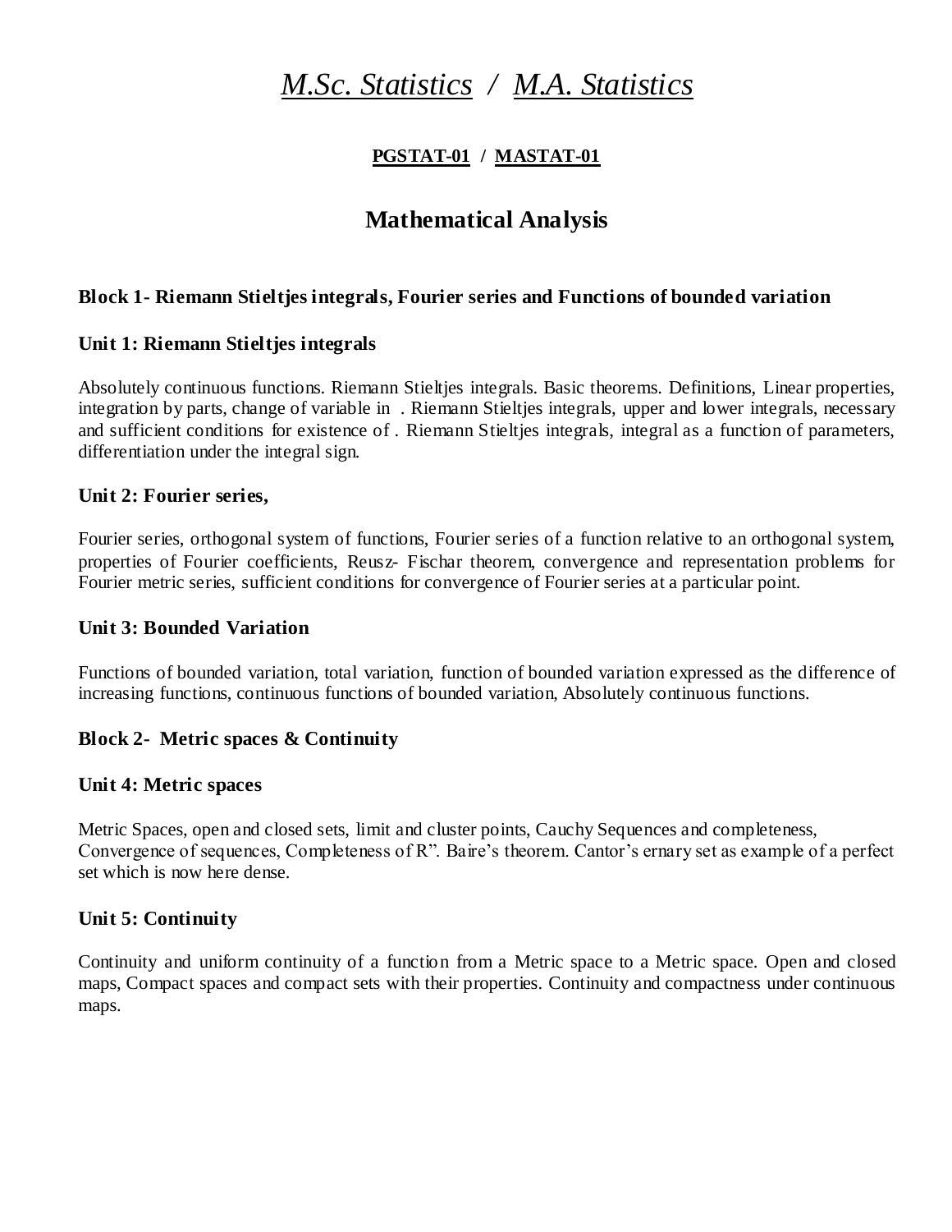# *M.Sc. Statistics / M.A. Statistics*

## PGSTAT-01 / MASTAT-01

## Mathematical Analysis

### Block 1- Riemann Stieltjes integrals, Fourier series and Functions of bounded variation

#### Unit 1: Riemann Stieltjes integrals

Absolutely continuous functions. Riemann Stieltjes integrals. Basic theorems. Definitions, Linear properties, integration by parts, change of variable in . Riemann Stieltjes integrals, upper and lower integrals, necessary and sufficient conditions for existence of . Riemann Stieltjes integrals, integral as a function of parameters, differentiation under the integral sign.

#### Unit 2: Fourier series,

Fourier series, orthogonal system of functions, Fourier series of a function relative to an orthogonal system, properties of Fourier coefficients, Reusz- Fischar theorem, convergence and representation problems for Fourier metric series, sufficient conditions for convergence of Fourier series at a particular point.

#### Unit 3: Bounded Variation

Functions of bounded variation, total variation, function of bounded variation expressed as the difference of increasing functions, continuous functions of bounded variation, Absolutely continuous functions.

### Block 2- Metric spaces & Continuity

#### Unit 4: Metric spaces

Metric Spaces, open and closed sets, limit and cluster points, Cauchy Sequences and completeness, Convergence of sequences, Completeness of R". Baire's theorem. Cantor's ernary set as example of a perfect set which is now here dense.

#### Unit 5: Continuity

Continuity and uniform continuity of a function from a Metric space to a Metric space. Open and closed maps, Compact spaces and compact sets with their properties. Continuity and compactness under continuous maps.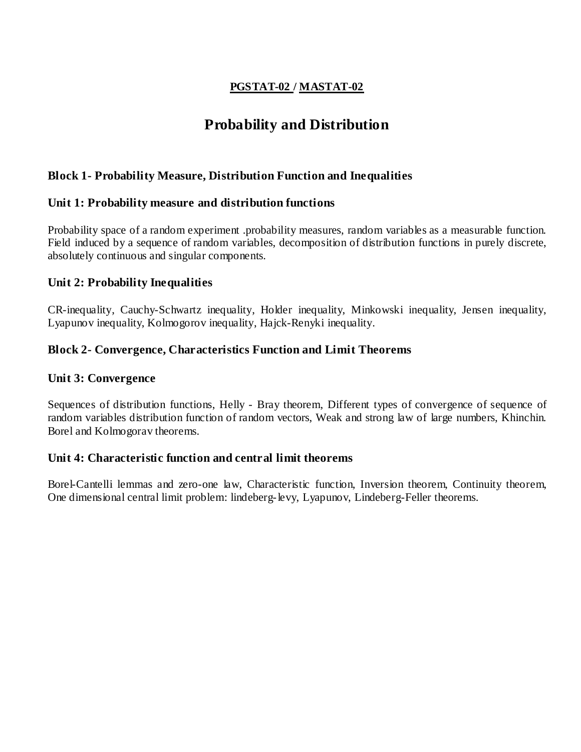**PGSTAT-02 / MASTAT-02**

# Probability and Distribution

## Block 1- Probability Measure, Distribution Function and Inequalities

### Unit 1: Probability measure and distribution functions

Probability space of a random experiment .probability measures, random variables as a measurable function. Field induced by a sequence of random variables, decomposition of distribution functions in purely discrete, absolutely continuous and singular components.

### Unit 2: Probability Inequalities

CR-inequality, Cauchy-Schwartz inequality, Holder inequality, Minkowski inequality, Jensen inequality, Lyapunov inequality, Kolmogorov inequality, Hajck-Renyki inequality.

## Block 2- Convergence, Characteristics Function and Limit Theorems

### Unit 3: Convergence

Sequences of distribution functions, Helly - Bray theorem, Different types of convergence of sequence of random variables distribution function of random vectors, Weak and strong law of large numbers, Khinchin. Borel and Kolmogorav theorems.

### Unit 4: Characteristic function and central limit theorems

Borel-Cantelli lemmas and zero-one law, Characteristic function, Inversion theorem, Continuity theorem, One dimensional central limit problem: lindeberg-levy, Lyapunov, Lindeberg-Feller theorems.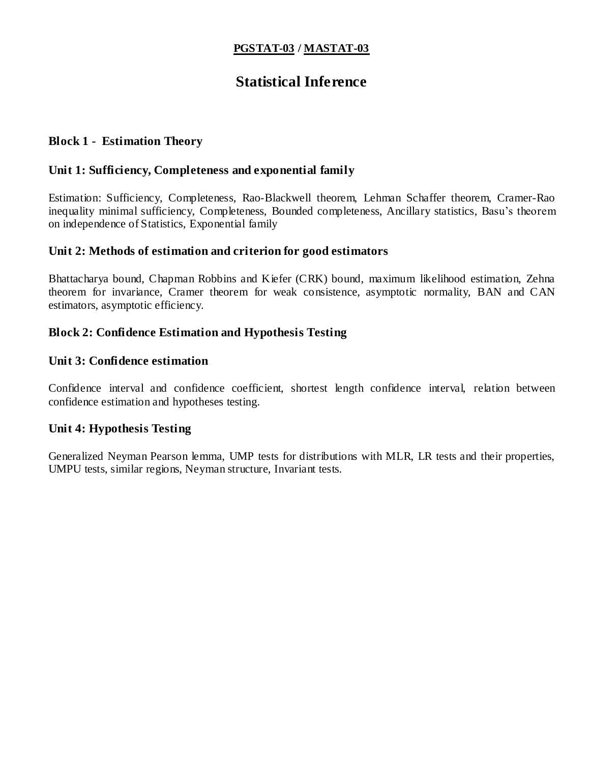**PGSTAT-03 / MASTAT-03**

# Statistical Inference

## Block 1 - Estimation Theory

### Unit 1: Sufficiency, Completeness and exponential family

Estimation: Sufficiency, Completeness, Rao-Blackwell theorem, Lehman Schaffer theorem, Cramer-Rao inequality minimal sufficiency, Completeness, Bounded completeness, Ancillary statistics, Basu's theorem on independence of Statistics, Exponential family

### Unit 2: Methods of estimation and criterion for good estimators

Bhattacharya bound, Chapman Robbins and Kiefer (CRK) bound, maximum likelihood estimation, Zehna theorem for invariance, Cramer theorem for weak consistence, asymptotic normality, BAN and CAN estimators, asymptotic efficiency.

## Block 2: Confidence Estimation and Hypothesis Testing

### Unit 3: Confidence estimation

Confidence interval and confidence coefficient, shortest length confidence interval, relation between confidence estimation and hypotheses testing.

### Unit 4: Hypothesis Testing

Generalized Neyman Pearson lemma, UMP tests for distributions with MLR, LR tests and their properties, UMPU tests, similar regions, Neyman structure, Invariant tests.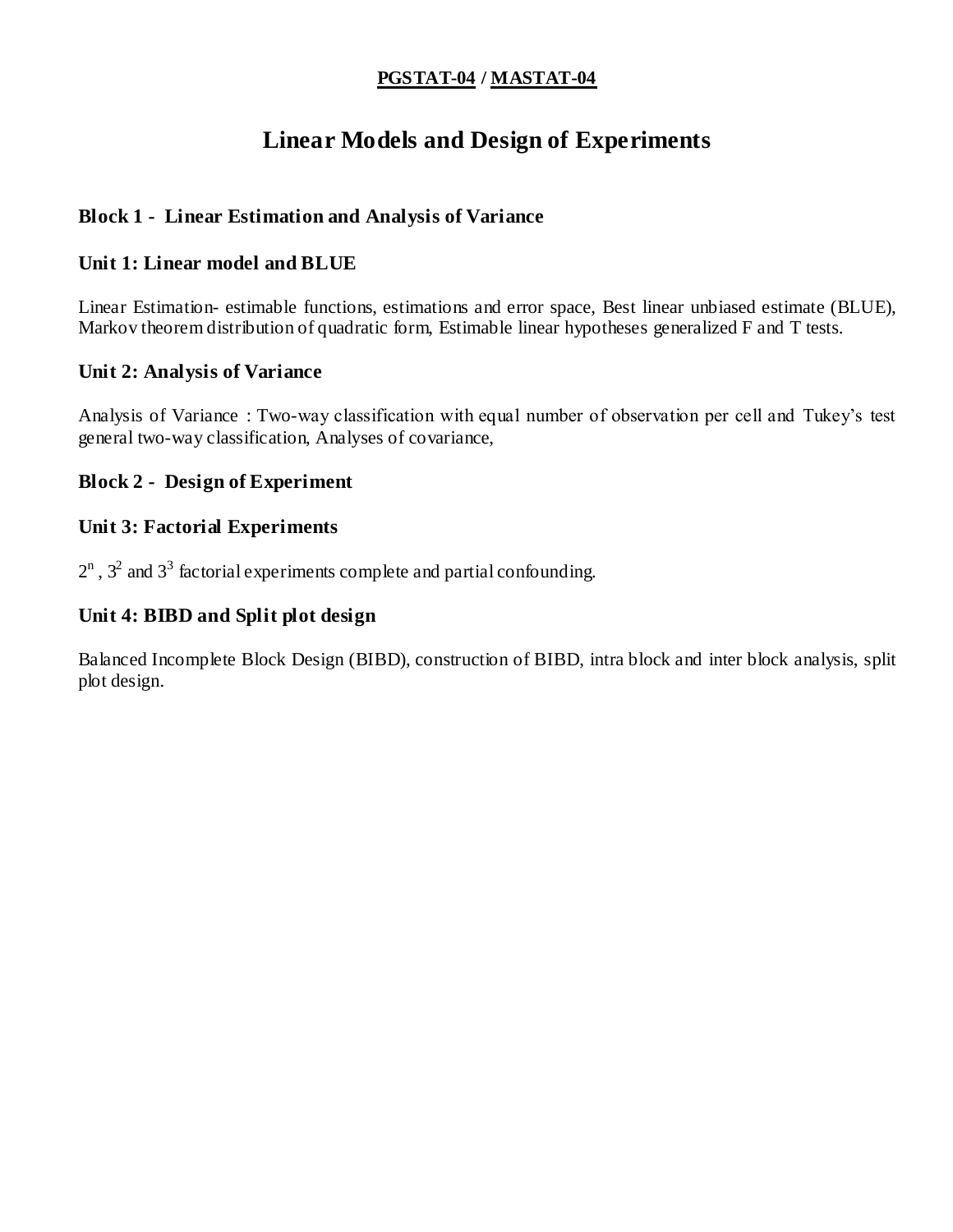**PGSTAT-04 / MASTAT-04**

# Linear Models and Design of Experiments

## Block 1 - Linear Estimation and Analysis of Variance

### Unit 1: Linear model and BLUE

Linear Estimation- estimable functions, estimations and error space, Best linear unbiased estimate (BLUE), Markov theorem distribution of quadratic form, Estimable linear hypotheses generalized F and T tests.

### Unit 2: Analysis of Variance

Analysis of Variance : Two-way classification with equal number of observation per cell and Tukey's test general two-way classification, Analyses of covariance,

## Block 2 - Design of Experiment

### Unit 3: Factorial Experiments

$2^n$ , $3^2$ and $3^3$ factorial experiments complete and partial confounding.

### Unit 4: BIBD and Split plot design

Balanced Incomplete Block Design (BIBD), construction of BIBD, intra block and inter block analysis, split plot design.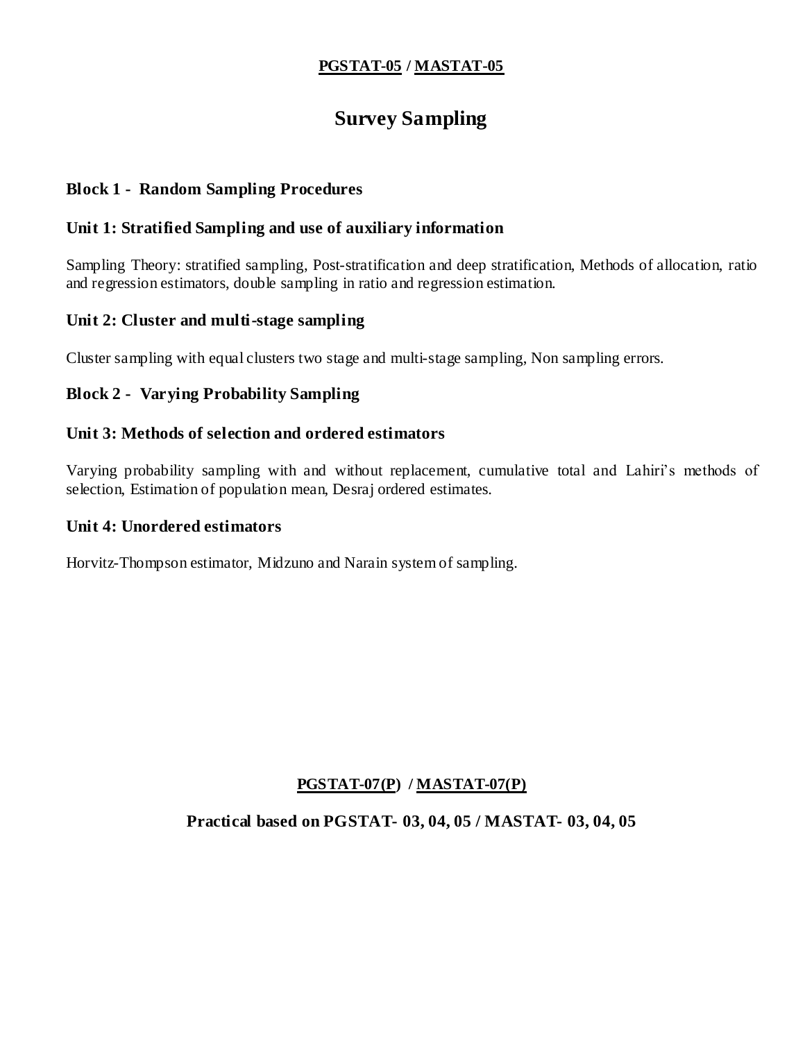**PGSTAT-05 / MASTAT-05**

# Survey Sampling

## Block 1 - Random Sampling Procedures

### Unit 1: Stratified Sampling and use of auxiliary information

Sampling Theory: stratified sampling, Post-stratification and deep stratification, Methods of allocation, ratio and regression estimators, double sampling in ratio and regression estimation.

### Unit 2: Cluster and multi-stage sampling

Cluster sampling with equal clusters two stage and multi-stage sampling, Non sampling errors.

## Block 2 - Varying Probability Sampling

### Unit 3: Methods of selection and ordered estimators

Varying probability sampling with and without replacement, cumulative total and Lahiri's methods of selection, Estimation of population mean, Desraj ordered estimates.

### Unit 4: Unordered estimators

Horvitz-Thompson estimator, Midzuno and Narain system of sampling.

**PGSTAT-07(P) / MASTAT-07(P)**

**Practical based on PGSTAT- 03, 04, 05 / MASTAT- 03, 04, 05**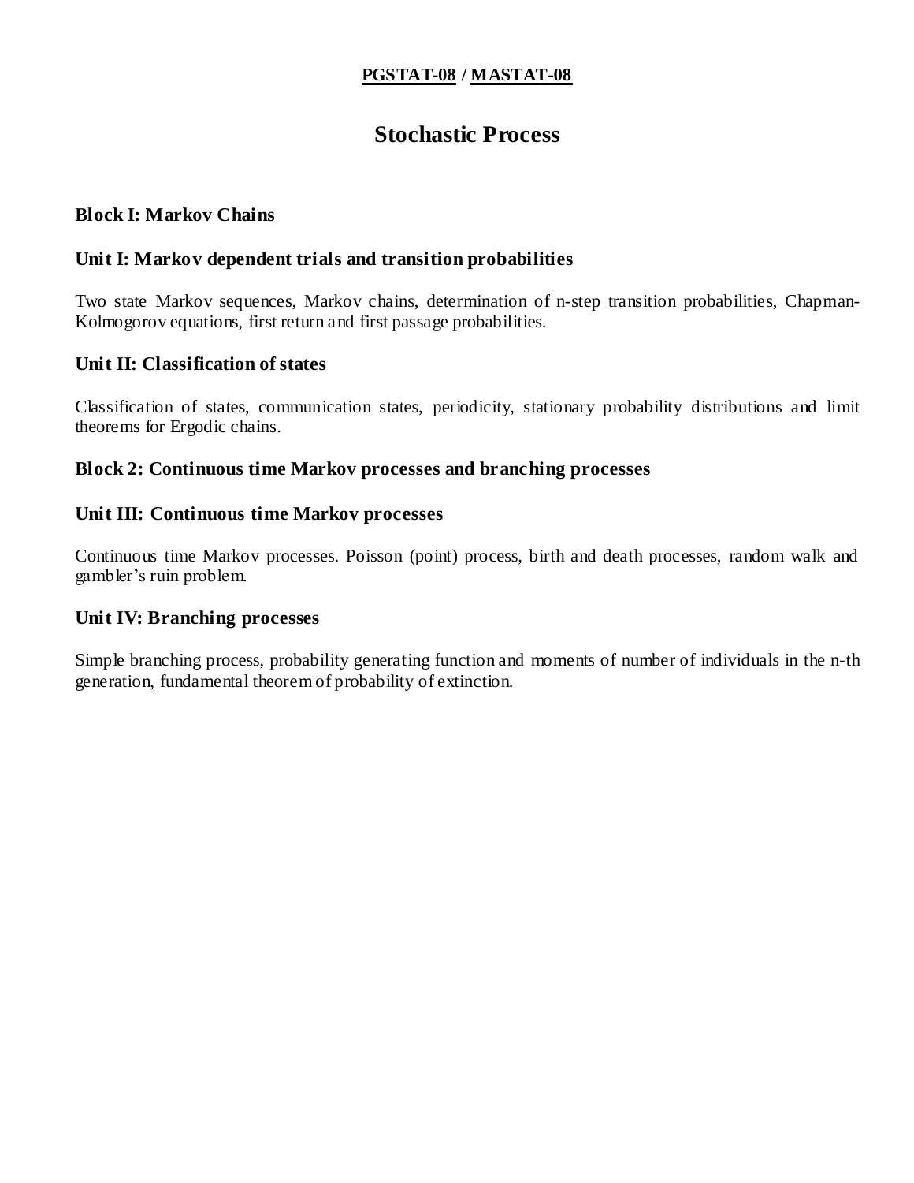**PGSTAT-08 / MASTAT-08**

# Stochastic Process

## Block I: Markov Chains

### Unit I: Markov dependent trials and transition probabilities

Two state Markov sequences, Markov chains, determination of n-step transition probabilities, Chapman-Kolmogorov equations, first return and first passage probabilities.

### Unit II: Classification of states

Classification of states, communication states, periodicity, stationary probability distributions and limit theorems for Ergodic chains.

## Block 2: Continuous time Markov processes and branching processes

### Unit III: Continuous time Markov processes

Continuous time Markov processes. Poisson (point) process, birth and death processes, random walk and gambler's ruin problem.

### Unit IV: Branching processes

Simple branching process, probability generating function and moments of number of individuals in the n-th generation, fundamental theorem of probability of extinction.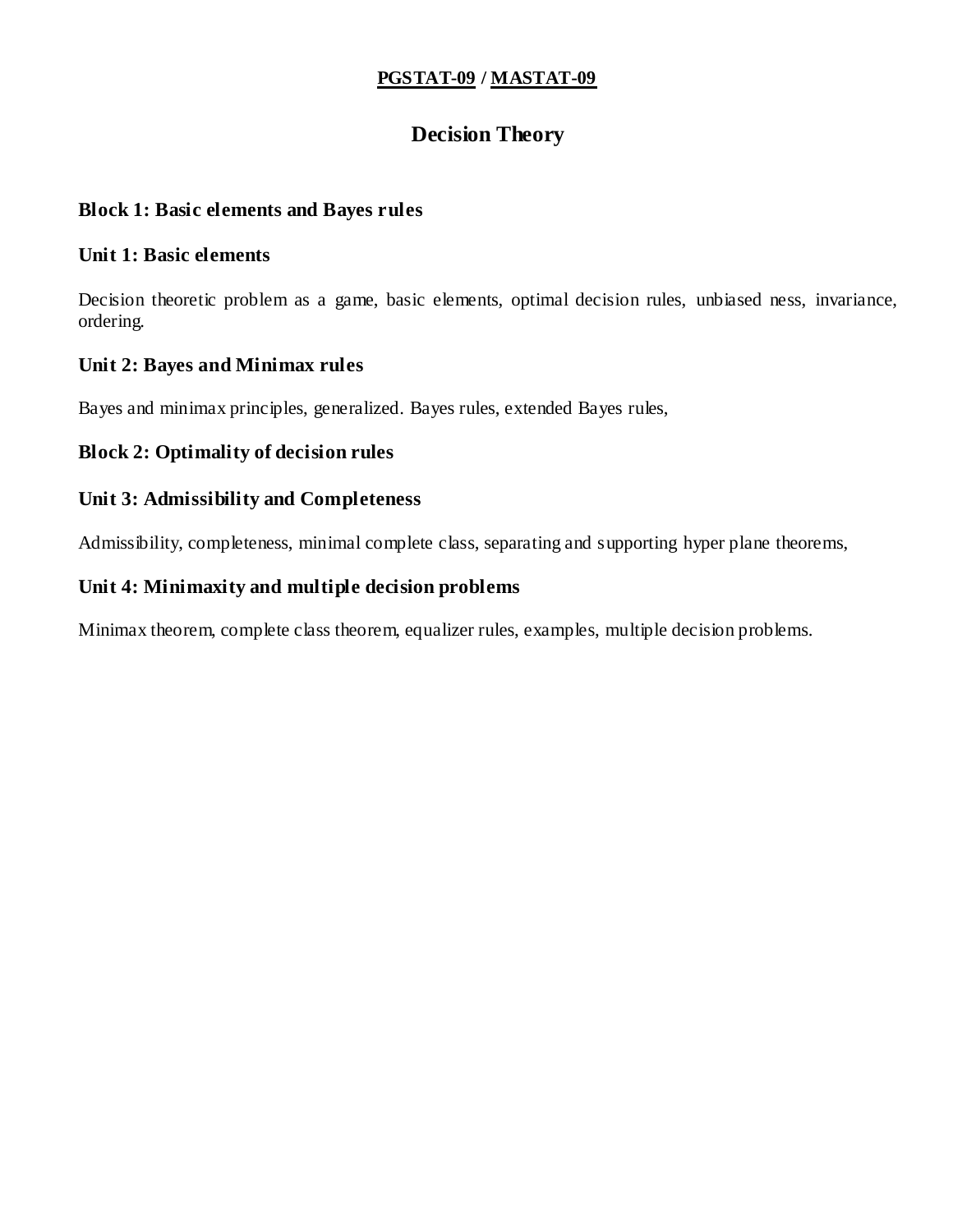**PGSTAT-09 / MASTAT-09**

# Decision Theory

## Block 1: Basic elements and Bayes rules

### Unit 1: Basic elements

Decision theoretic problem as a game, basic elements, optimal decision rules, unbiased ness, invariance, ordering.

### Unit 2: Bayes and Minimax rules

Bayes and minimax principles, generalized. Bayes rules, extended Bayes rules,

## Block 2: Optimality of decision rules

### Unit 3: Admissibility and Completeness

Admissibility, completeness, minimal complete class, separating and supporting hyper plane theorems,

### Unit 4: Minimaxity and multiple decision problems

Minimax theorem, complete class theorem, equalizer rules, examples, multiple decision problems.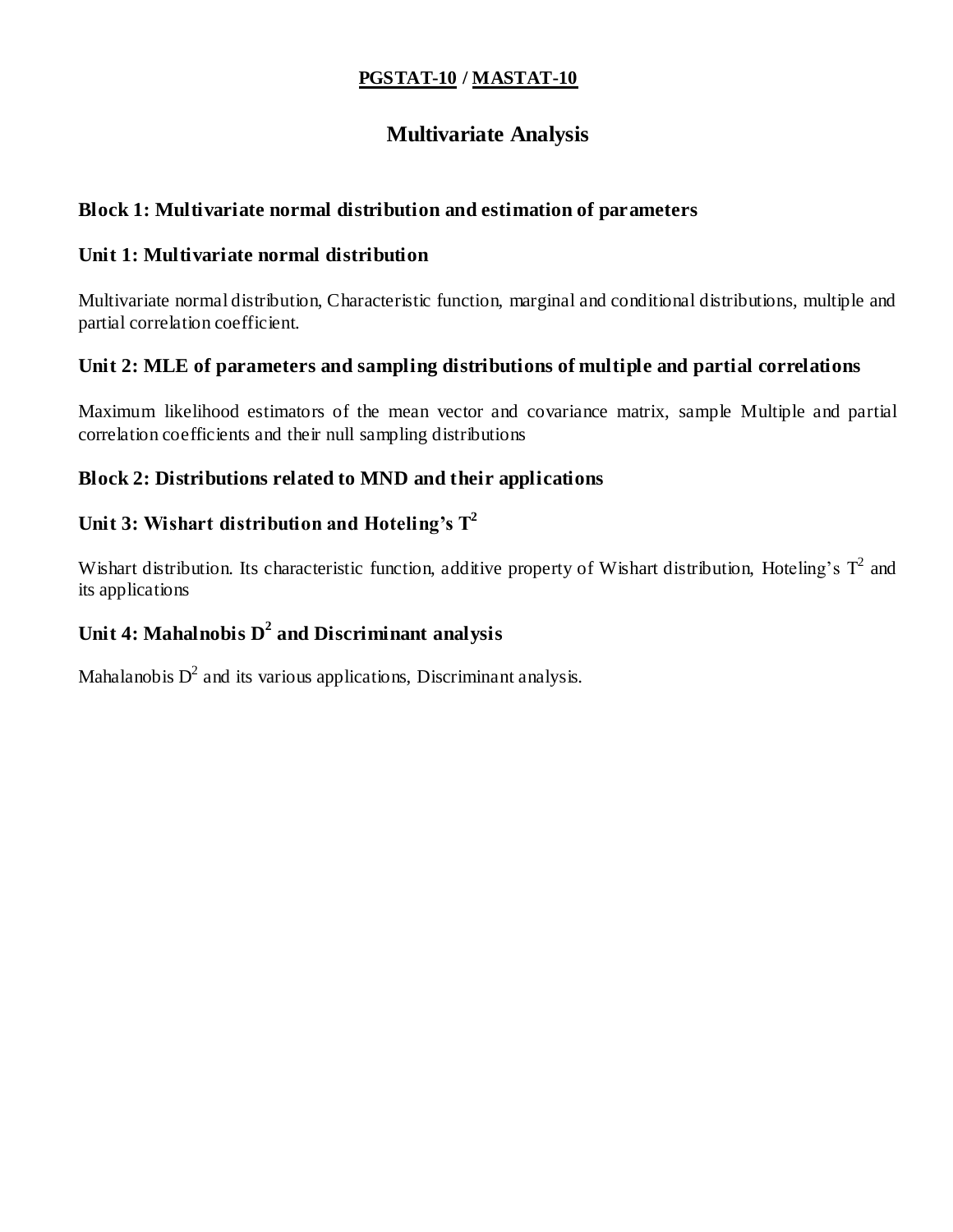**PGSTAT-10 / MASTAT-10**

# Multivariate Analysis

## Block 1: Multivariate normal distribution and estimation of parameters

### Unit 1: Multivariate normal distribution

Multivariate normal distribution, Characteristic function, marginal and conditional distributions, multiple and partial correlation coefficient.

### Unit 2: MLE of parameters and sampling distributions of multiple and partial correlations

Maximum likelihood estimators of the mean vector and covariance matrix, sample Multiple and partial correlation coefficients and their null sampling distributions

## Block 2: Distributions related to MND and their applications

### Unit 3: Wishart distribution and Hoteling's $T^2$

Wishart distribution. Its characteristic function, additive property of Wishart distribution, Hoteling's $T^2$ and its applications

### Unit 4: Mahalnobis $D^2$ and Discriminant analysis

Mahalanobis $D^2$ and its various applications, Discriminant analysis.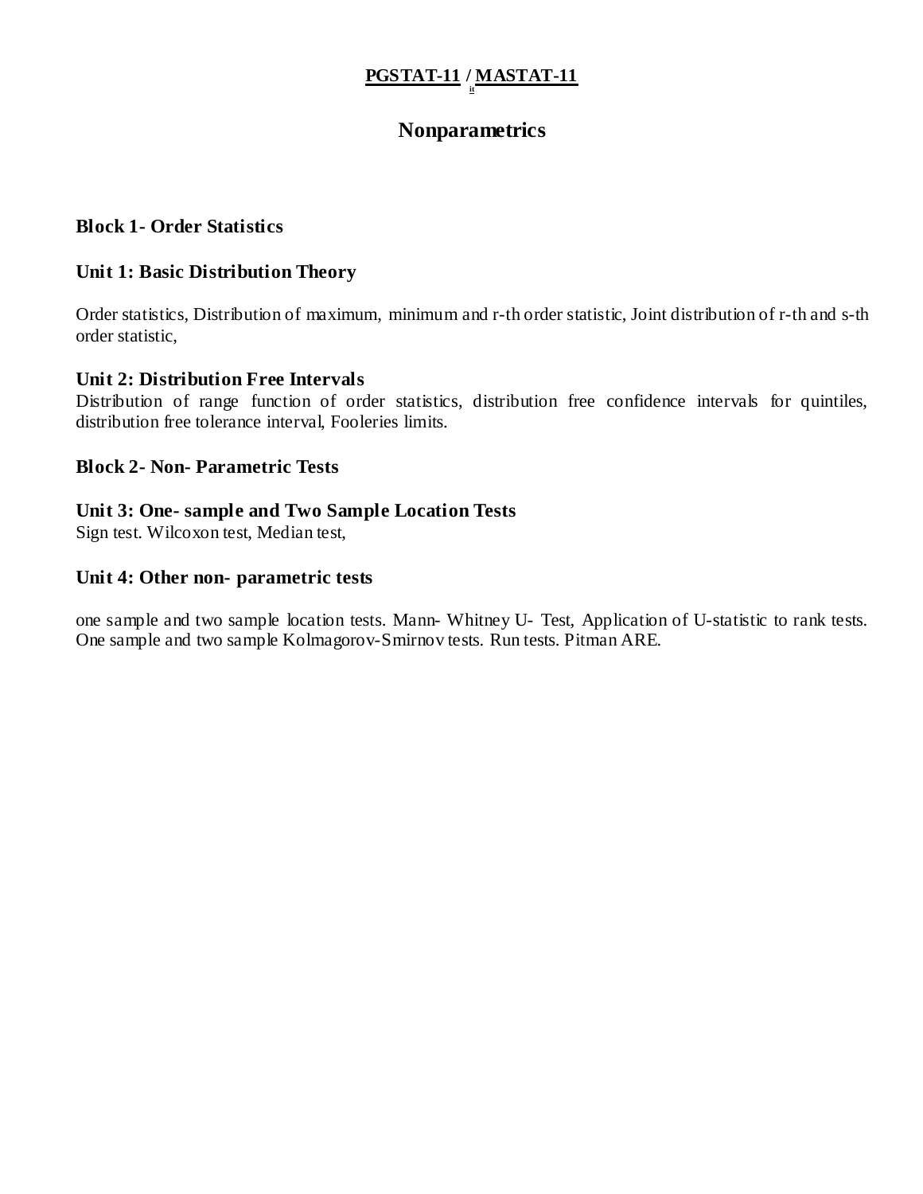# PGSTAT-11 / MASTAT-11

## Nonparametrics

### Block 1- Order Statistics

### Unit 1: Basic Distribution Theory

Order statistics, Distribution of maximum, minimum and r-th order statistic, Joint distribution of r-th and s-th order statistic,

### Unit 2: Distribution Free Intervals

Distribution of range function of order statistics, distribution free confidence intervals for quintiles, distribution free tolerance interval, Fooleries limits.

### Block 2- Non- Parametric Tests

### Unit 3: One- sample and Two Sample Location Tests

Sign test. Wilcoxon test, Median test,

### Unit 4: Other non- parametric tests

one sample and two sample location tests. Mann- Whitney U- Test, Application of U-statistic to rank tests. One sample and two sample Kolmagorov-Smirnov tests. Run tests. Pitman ARE.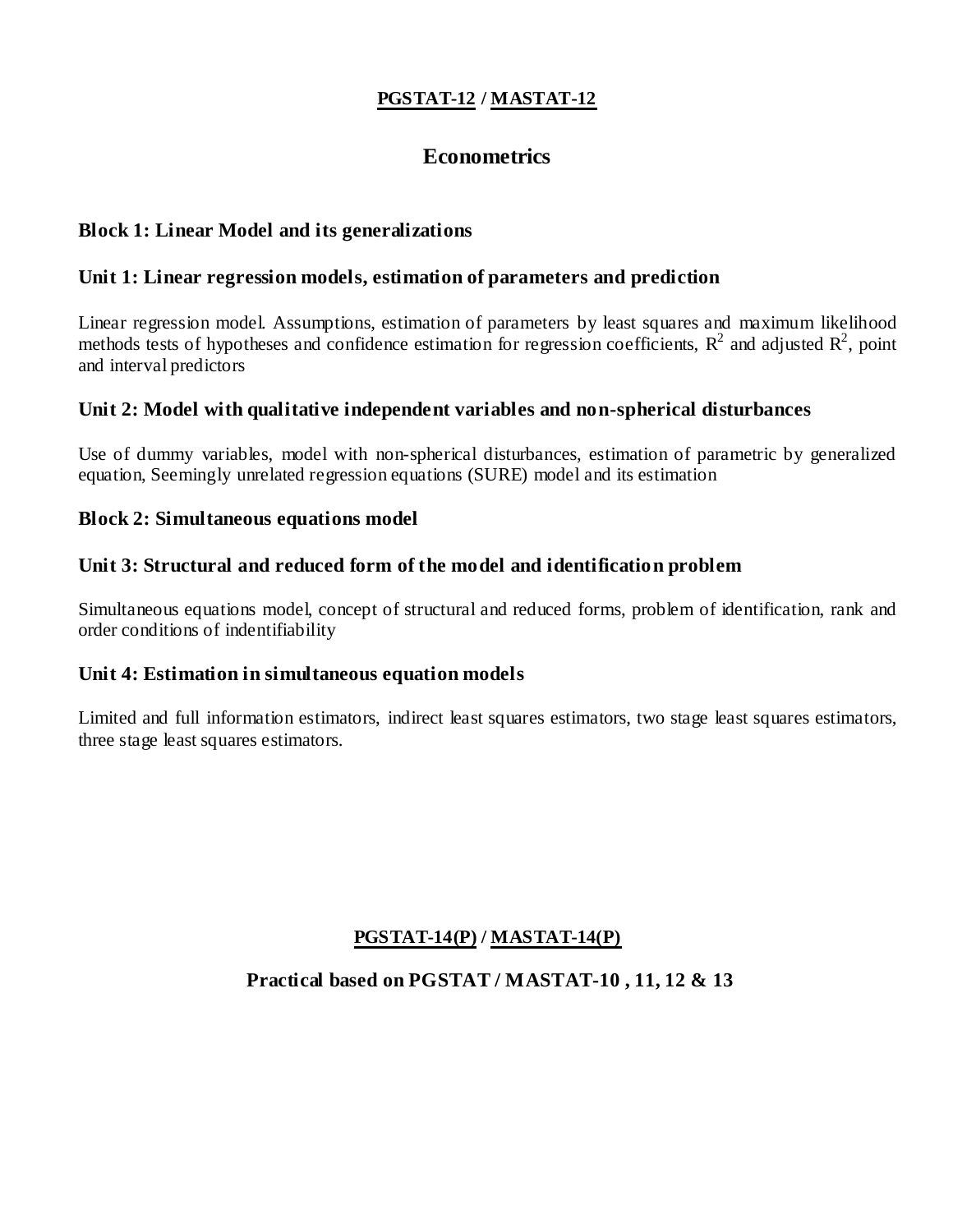## PGSTAT-12 / MASTAT-12

## Econometrics

### Block 1: Linear Model and its generalizations

### Unit 1: Linear regression models, estimation of parameters and prediction

Linear regression model. Assumptions, estimation of parameters by least squares and maximum likelihood methods tests of hypotheses and confidence estimation for regression coefficients, $R^2$ and adjusted $R^2$, point and interval predictors

### Unit 2: Model with qualitative independent variables and non-spherical disturbances

Use of dummy variables, model with non-spherical disturbances, estimation of parametric by generalized equation, Seemingly unrelated regression equations (SURE) model and its estimation

### Block 2: Simultaneous equations model

### Unit 3: Structural and reduced form of the model and identification problem

Simultaneous equations model, concept of structural and reduced forms, problem of identification, rank and order conditions of indentifiability

### Unit 4: Estimation in simultaneous equation models

Limited and full information estimators, indirect least squares estimators, two stage least squares estimators, three stage least squares estimators.

## PGSTAT-14(P) / MASTAT-14(P)

### Practical based on PGSTAT / MASTAT-10 , 11, 12 & 13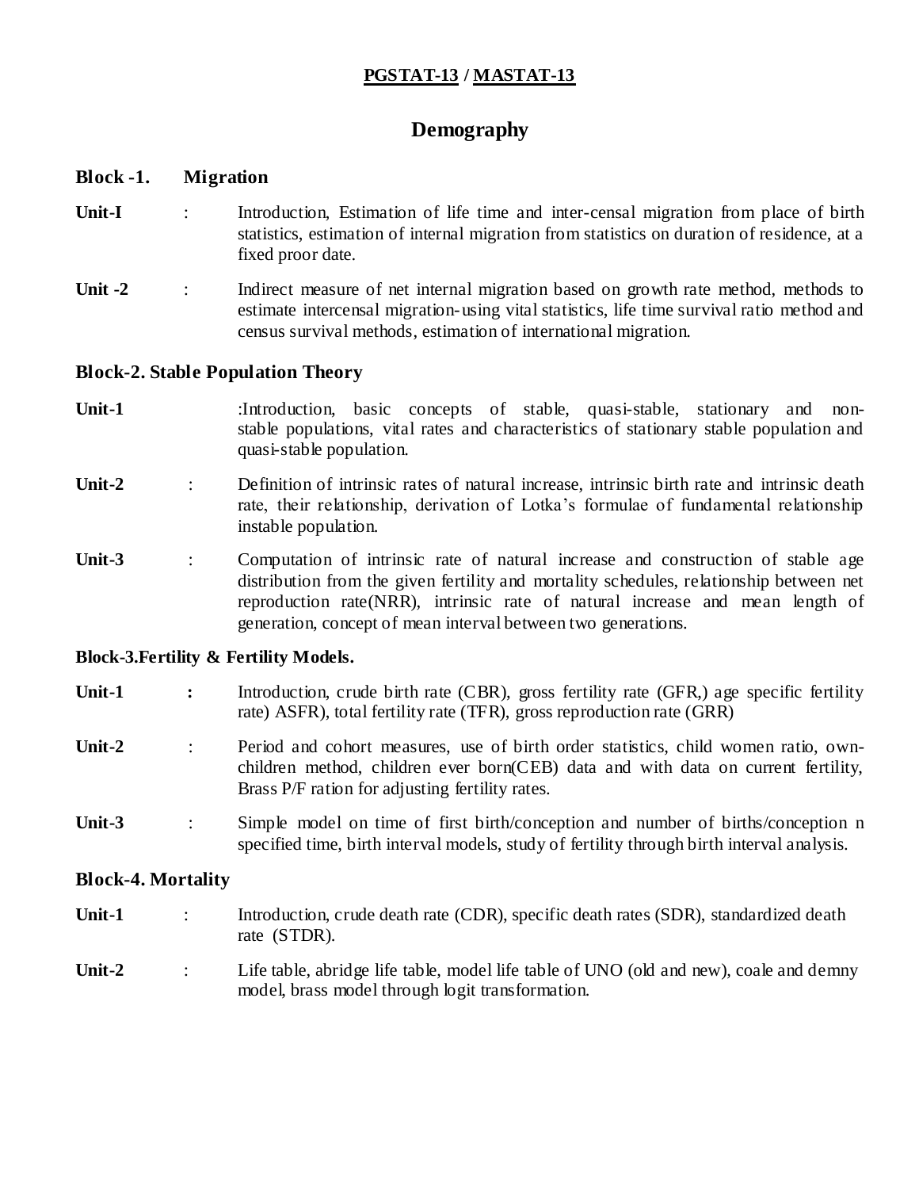**PGSTAT-13 / MASTAT-13**

# Demography

## Block -1. Migration

**Unit-I** : Introduction, Estimation of life time and inter-censal migration from place of birth statistics, estimation of internal migration from statistics on duration of residence, at a fixed proor date.

**Unit -2** : Indirect measure of net internal migration based on growth rate method, methods to estimate intercensal migration-using vital statistics, life time survival ratio method and census survival methods, estimation of international migration.

## Block-2. Stable Population Theory

**Unit-1** :Introduction, basic concepts of stable, quasi-stable, stationary and non-stable populations, vital rates and characteristics of stationary stable population and quasi-stable population.

**Unit-2** : Definition of intrinsic rates of natural increase, intrinsic birth rate and intrinsic death rate, their relationship, derivation of Lotka's formulae of fundamental relationship instable population.

**Unit-3** : Computation of intrinsic rate of natural increase and construction of stable age distribution from the given fertility and mortality schedules, relationship between net reproduction rate(NRR), intrinsic rate of natural increase and mean length of generation, concept of mean interval between two generations.

## Block-3.Fertility & Fertility Models.

**Unit-1** **:** Introduction, crude birth rate (CBR), gross fertility rate (GFR,) age specific fertility rate) ASFR), total fertility rate (TFR), gross reproduction rate (GRR)

**Unit-2** : Period and cohort measures, use of birth order statistics, child women ratio, own-children method, children ever born(CEB) data and with data on current fertility, Brass P/F ration for adjusting fertility rates.

**Unit-3** : Simple model on time of first birth/conception and number of births/conception n specified time, birth interval models, study of fertility through birth interval analysis.

## Block-4. Mortality

**Unit-1** : Introduction, crude death rate (CDR), specific death rates (SDR), standardized death rate (STDR).

**Unit-2** : Life table, abridge life table, model life table of UNO (old and new), coale and demny model, brass model through logit transformation.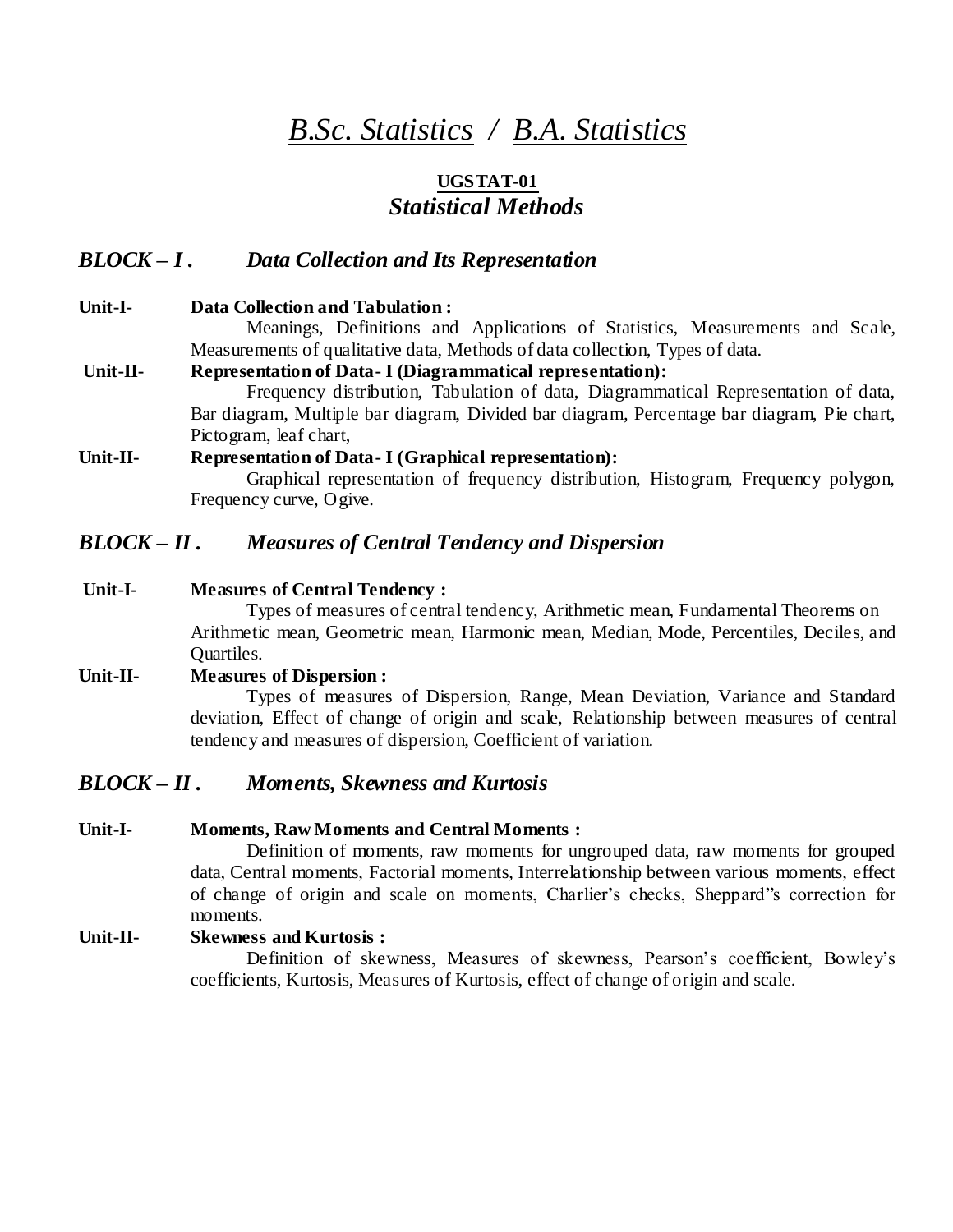# *B.Sc. Statistics / B.A. Statistics*

## UGSTAT-01
## *Statistical Methods*

### *BLOCK – I . Data Collection and Its Representation*

**Unit-I- Data Collection and Tabulation :**
Meanings, Definitions and Applications of Statistics, Measurements and Scale, Measurements of qualitative data, Methods of data collection, Types of data.

**Unit-II- Representation of Data- I (Diagrammatical representation):**
Frequency distribution, Tabulation of data, Diagrammatical Representation of data, Bar diagram, Multiple bar diagram, Divided bar diagram, Percentage bar diagram, Pie chart, Pictogram, leaf chart,

**Unit-II- Representation of Data- I (Graphical representation):**
Graphical representation of frequency distribution, Histogram, Frequency polygon, Frequency curve, Ogive.

### *BLOCK – II . Measures of Central Tendency and Dispersion*

**Unit-I- Measures of Central Tendency :**
Types of measures of central tendency, Arithmetic mean, Fundamental Theorems on Arithmetic mean, Geometric mean, Harmonic mean, Median, Mode, Percentiles, Deciles, and Quartiles.

**Unit-II- Measures of Dispersion :**
Types of measures of Dispersion, Range, Mean Deviation, Variance and Standard deviation, Effect of change of origin and scale, Relationship between measures of central tendency and measures of dispersion, Coefficient of variation.

### *BLOCK – II . Moments, Skewness and Kurtosis*

**Unit-I- Moments, Raw Moments and Central Moments :**
Definition of moments, raw moments for ungrouped data, raw moments for grouped data, Central moments, Factorial moments, Interrelationship between various moments, effect of change of origin and scale on moments, Charlier's checks, Sheppard"s correction for moments.

**Unit-II- Skewness and Kurtosis :**
Definition of skewness, Measures of skewness, Pearson's coefficient, Bowley's coefficients, Kurtosis, Measures of Kurtosis, effect of change of origin and scale.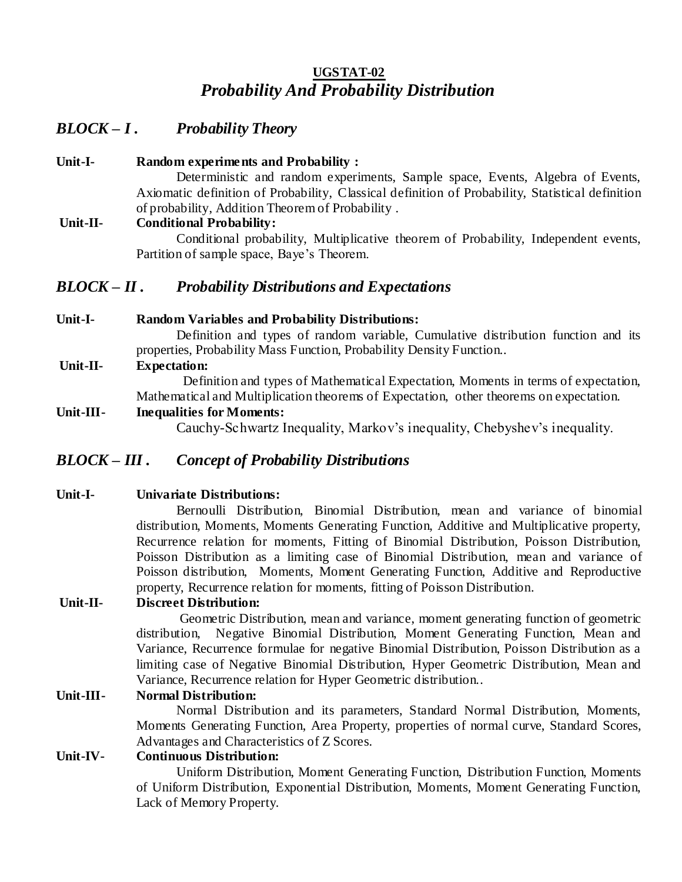# UGSTAT-02
## *Probability And Probability Distribution*

## *BLOCK – I . Probability Theory*

**Unit-I- Random experiments and Probability :**

Deterministic and random experiments, Sample space, Events, Algebra of Events, Axiomatic definition of Probability, Classical definition of Probability, Statistical definition of probability, Addition Theorem of Probability .

**Unit-II- Conditional Probability:**

Conditional probability, Multiplicative theorem of Probability, Independent events, Partition of sample space, Baye's Theorem.

## *BLOCK – II . Probability Distributions and Expectations*

**Unit-I- Random Variables and Probability Distributions:**

Definition and types of random variable, Cumulative distribution function and its properties, Probability Mass Function, Probability Density Function..

**Unit-II- Expectation:**

Definition and types of Mathematical Expectation, Moments in terms of expectation, Mathematical and Multiplication theorems of Expectation, other theorems on expectation.

**Unit-III- Inequalities for Moments:**

Cauchy-Schwartz Inequality, Markov's inequality, Chebyshev's inequality.

## *BLOCK – III . Concept of Probability Distributions*

**Unit-I- Univariate Distributions:**

Bernoulli Distribution, Binomial Distribution, mean and variance of binomial distribution, Moments, Moments Generating Function, Additive and Multiplicative property, Recurrence relation for moments, Fitting of Binomial Distribution, Poisson Distribution, Poisson Distribution as a limiting case of Binomial Distribution, mean and variance of Poisson distribution, Moments, Moment Generating Function, Additive and Reproductive property, Recurrence relation for moments, fitting of Poisson Distribution.

**Unit-II- Discreet Distribution:**

Geometric Distribution, mean and variance, moment generating function of geometric distribution, Negative Binomial Distribution, Moment Generating Function, Mean and Variance, Recurrence formulae for negative Binomial Distribution, Poisson Distribution as a limiting case of Negative Binomial Distribution, Hyper Geometric Distribution, Mean and Variance, Recurrence relation for Hyper Geometric distribution..

**Unit-III- Normal Distribution:**

Normal Distribution and its parameters, Standard Normal Distribution, Moments, Moments Generating Function, Area Property, properties of normal curve, Standard Scores, Advantages and Characteristics of Z Scores.

**Unit-IV- Continuous Distribution:**

Uniform Distribution, Moment Generating Function, Distribution Function, Moments of Uniform Distribution, Exponential Distribution, Moments, Moment Generating Function, Lack of Memory Property.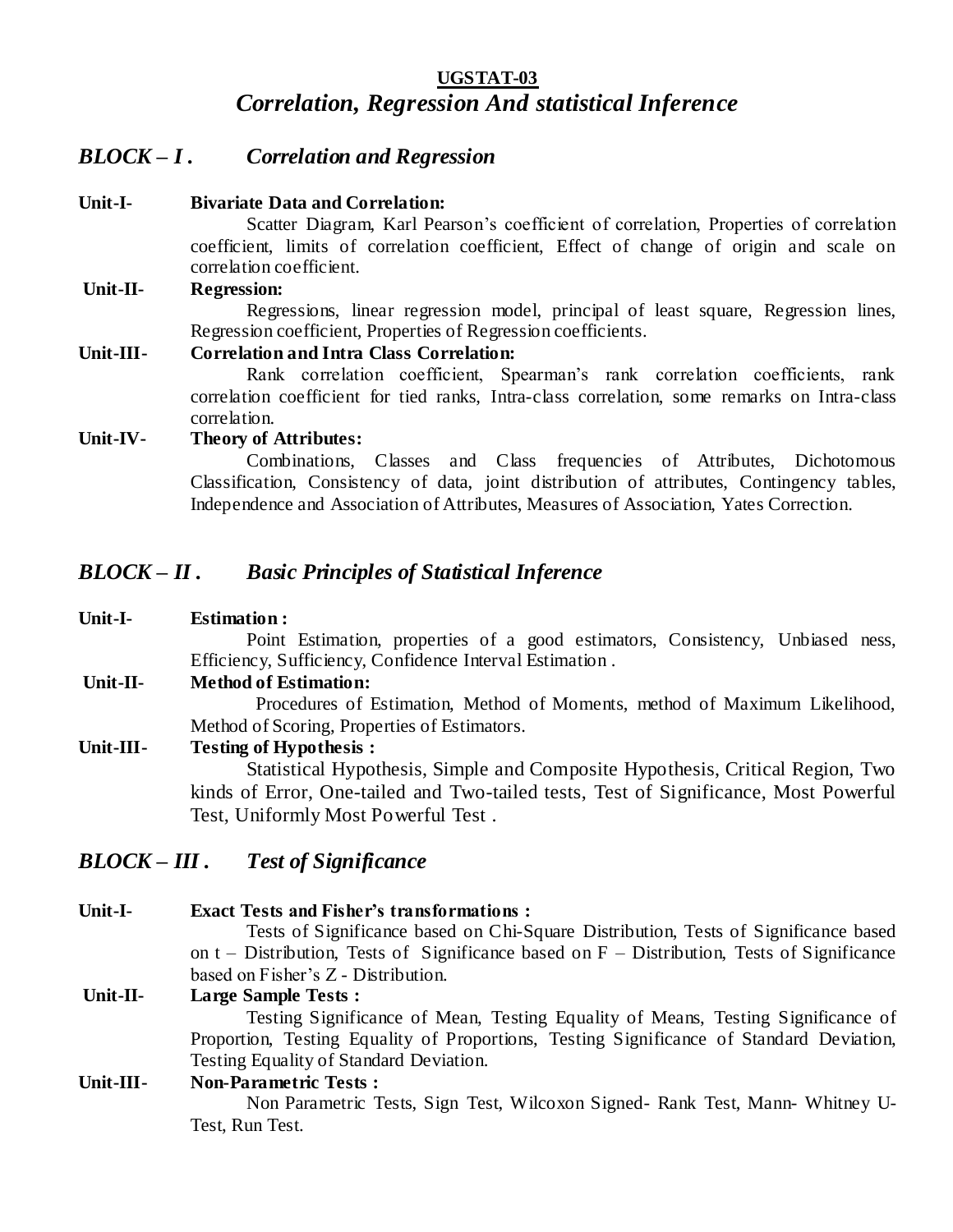## UGSTAT-03

# *Correlation, Regression And statistical Inference*

## *BLOCK – I . Correlation and Regression*

**Unit-I- Bivariate Data and Correlation:**

Scatter Diagram, Karl Pearson's coefficient of correlation, Properties of correlation coefficient, limits of correlation coefficient, Effect of change of origin and scale on correlation coefficient.

**Unit-II- Regression:**

Regressions, linear regression model, principal of least square, Regression lines, Regression coefficient, Properties of Regression coefficients.

**Unit-III- Correlation and Intra Class Correlation:**

Rank correlation coefficient, Spearman's rank correlation coefficients, rank correlation coefficient for tied ranks, Intra-class correlation, some remarks on Intra-class correlation.

**Unit-IV- Theory of Attributes:**

Combinations, Classes and Class frequencies of Attributes, Dichotomous Classification, Consistency of data, joint distribution of attributes, Contingency tables, Independence and Association of Attributes, Measures of Association, Yates Correction.

## *BLOCK – II . Basic Principles of Statistical Inference*

**Unit-I- Estimation :**

Point Estimation, properties of a good estimators, Consistency, Unbiased ness, Efficiency, Sufficiency, Confidence Interval Estimation .

**Unit-II- Method of Estimation:**

Procedures of Estimation, Method of Moments, method of Maximum Likelihood, Method of Scoring, Properties of Estimators.

**Unit-III- Testing of Hypothesis :**

Statistical Hypothesis, Simple and Composite Hypothesis, Critical Region, Two kinds of Error, One-tailed and Two-tailed tests, Test of Significance, Most Powerful Test, Uniformly Most Powerful Test .

## *BLOCK – III . Test of Significance*

**Unit-I- Exact Tests and Fisher's transformations :**

Tests of Significance based on Chi-Square Distribution, Tests of Significance based on t – Distribution, Tests of Significance based on F – Distribution, Tests of Significance based on Fisher's Z - Distribution.

**Unit-II- Large Sample Tests :**

Testing Significance of Mean, Testing Equality of Means, Testing Significance of Proportion, Testing Equality of Proportions, Testing Significance of Standard Deviation, Testing Equality of Standard Deviation.

**Unit-III- Non-Parametric Tests :**

Non Parametric Tests, Sign Test, Wilcoxon Signed- Rank Test, Mann- Whitney U-Test, Run Test.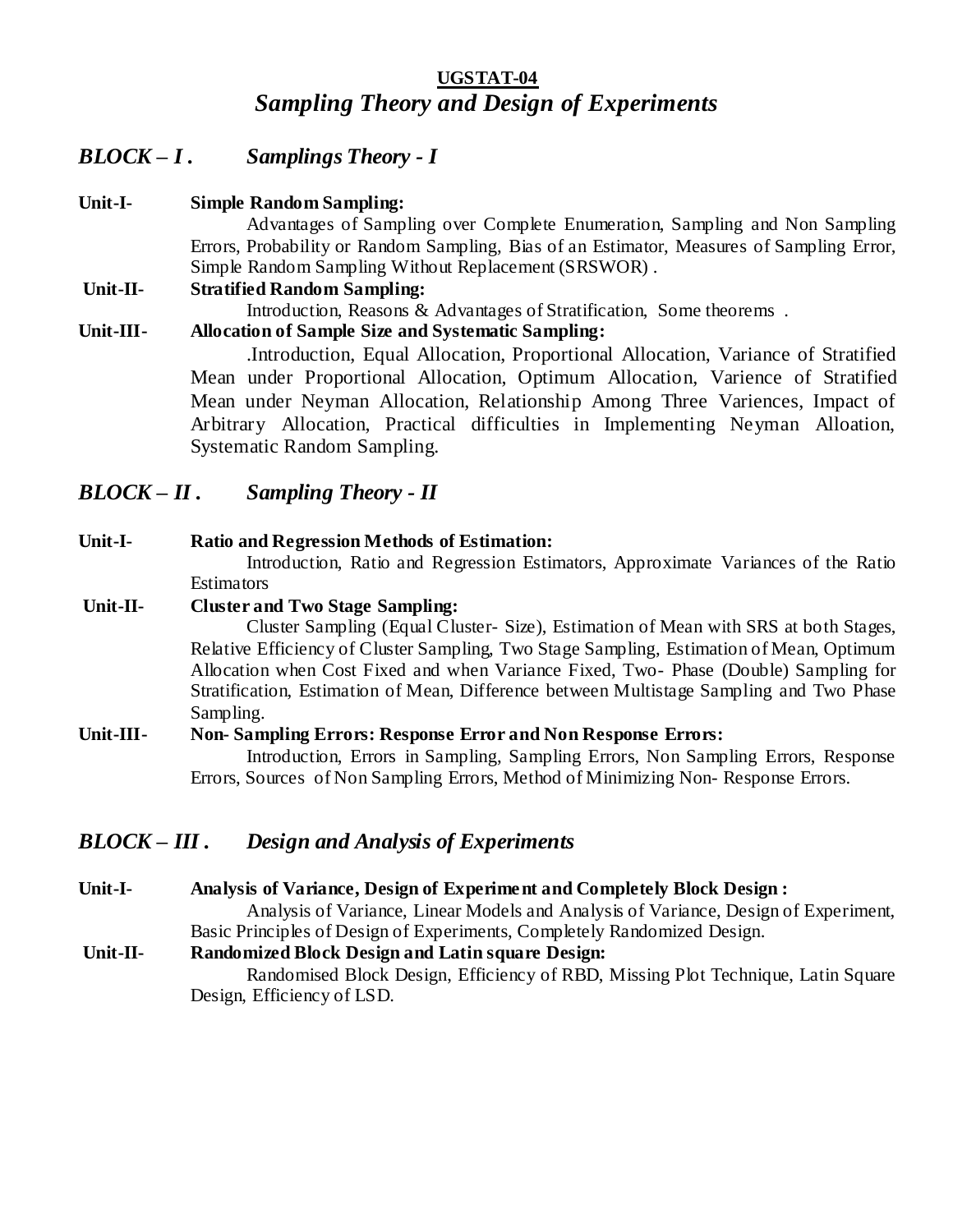# UGSTAT-04

## *Sampling Theory and Design of Experiments*

## *BLOCK – I . Samplings Theory - I*

**Unit-I- Simple Random Sampling:**

Advantages of Sampling over Complete Enumeration, Sampling and Non Sampling Errors, Probability or Random Sampling, Bias of an Estimator, Measures of Sampling Error, Simple Random Sampling Without Replacement (SRSWOR) .

**Unit-II- Stratified Random Sampling:**

Introduction, Reasons & Advantages of Stratification, Some theorems .

**Unit-III- Allocation of Sample Size and Systematic Sampling:**

.Introduction, Equal Allocation, Proportional Allocation, Variance of Stratified Mean under Proportional Allocation, Optimum Allocation, Varience of Stratified Mean under Neyman Allocation, Relationship Among Three Variences, Impact of Arbitrary Allocation, Practical difficulties in Implementing Neyman Alloation, Systematic Random Sampling.

## *BLOCK – II . Sampling Theory - II*

**Unit-I- Ratio and Regression Methods of Estimation:**

Introduction, Ratio and Regression Estimators, Approximate Variances of the Ratio Estimators

**Unit-II- Cluster and Two Stage Sampling:**

Cluster Sampling (Equal Cluster- Size), Estimation of Mean with SRS at both Stages, Relative Efficiency of Cluster Sampling, Two Stage Sampling, Estimation of Mean, Optimum Allocation when Cost Fixed and when Variance Fixed, Two- Phase (Double) Sampling for Stratification, Estimation of Mean, Difference between Multistage Sampling and Two Phase Sampling.

**Unit-III- Non- Sampling Errors: Response Error and Non Response Errors:**

Introduction, Errors in Sampling, Sampling Errors, Non Sampling Errors, Response Errors, Sources of Non Sampling Errors, Method of Minimizing Non- Response Errors.

## *BLOCK – III . Design and Analysis of Experiments*

**Unit-I- Analysis of Variance, Design of Experiment and Completely Block Design :**

Analysis of Variance, Linear Models and Analysis of Variance, Design of Experiment, Basic Principles of Design of Experiments, Completely Randomized Design.

**Unit-II- Randomized Block Design and Latin square Design:**

Randomised Block Design, Efficiency of RBD, Missing Plot Technique, Latin Square Design, Efficiency of LSD.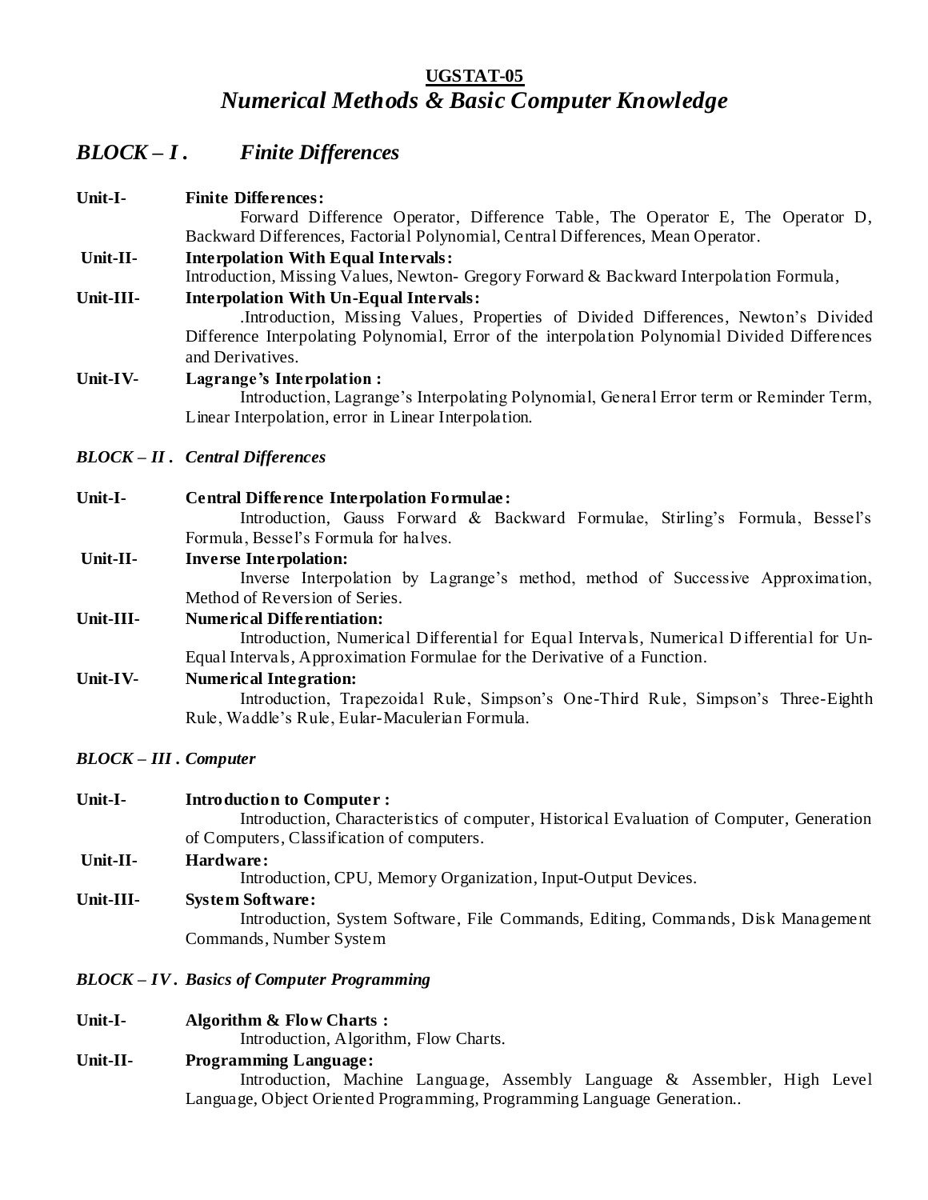# UGSTAT-05

## *Numerical Methods & Basic Computer Knowledge*

## *BLOCK – I . Finite Differences*

**Unit-I- Finite Differences:**
Forward Difference Operator, Difference Table, The Operator E, The Operator D, Backward Differences, Factorial Polynomial, Central Differences, Mean Operator.

**Unit-II- Interpolation With Equal Intervals:**
Introduction, Missing Values, Newton- Gregory Forward & Backward Interpolation Formula,

**Unit-III- Interpolation With Un-Equal Intervals:**
.Introduction, Missing Values, Properties of Divided Differences, Newton's Divided Difference Interpolating Polynomial, Error of the interpolation Polynomial Divided Differences and Derivatives.

**Unit-IV- Lagrange's Interpolation :**
Introduction, Lagrange's Interpolating Polynomial, General Error term or Reminder Term, Linear Interpolation, error in Linear Interpolation.

### *BLOCK – II . Central Differences*

**Unit-I- Central Difference Interpolation Formulae:**
Introduction, Gauss Forward & Backward Formulae, Stirling's Formula, Bessel's Formula, Bessel's Formula for halves.

**Unit-II- Inverse Interpolation:**
Inverse Interpolation by Lagrange's method, method of Successive Approximation, Method of Reversion of Series.

**Unit-III- Numerical Differentiation:**
Introduction, Numerical Differential for Equal Intervals, Numerical Differential for Un-Equal Intervals, Approximation Formulae for the Derivative of a Function.

**Unit-IV- Numerical Integration:**
Introduction, Trapezoidal Rule, Simpson's One-Third Rule, Simpson's Three-Eighth Rule, Waddle's Rule, Eular-Maculerian Formula.

### *BLOCK – III . Computer*

**Unit-I- Introduction to Computer :**
Introduction, Characteristics of computer, Historical Evaluation of Computer, Generation of Computers, Classification of computers.

**Unit-II- Hardware:**
Introduction, CPU, Memory Organization, Input-Output Devices.

**Unit-III- System Software:**
Introduction, System Software, File Commands, Editing, Commands, Disk Management Commands, Number System

### *BLOCK – IV . Basics of Computer Programming*

**Unit-I- Algorithm & Flow Charts :**
Introduction, Algorithm, Flow Charts.

**Unit-II- Programming Language:**
Introduction, Machine Language, Assembly Language & Assembler, High Level Language, Object Oriented Programming, Programming Language Generation..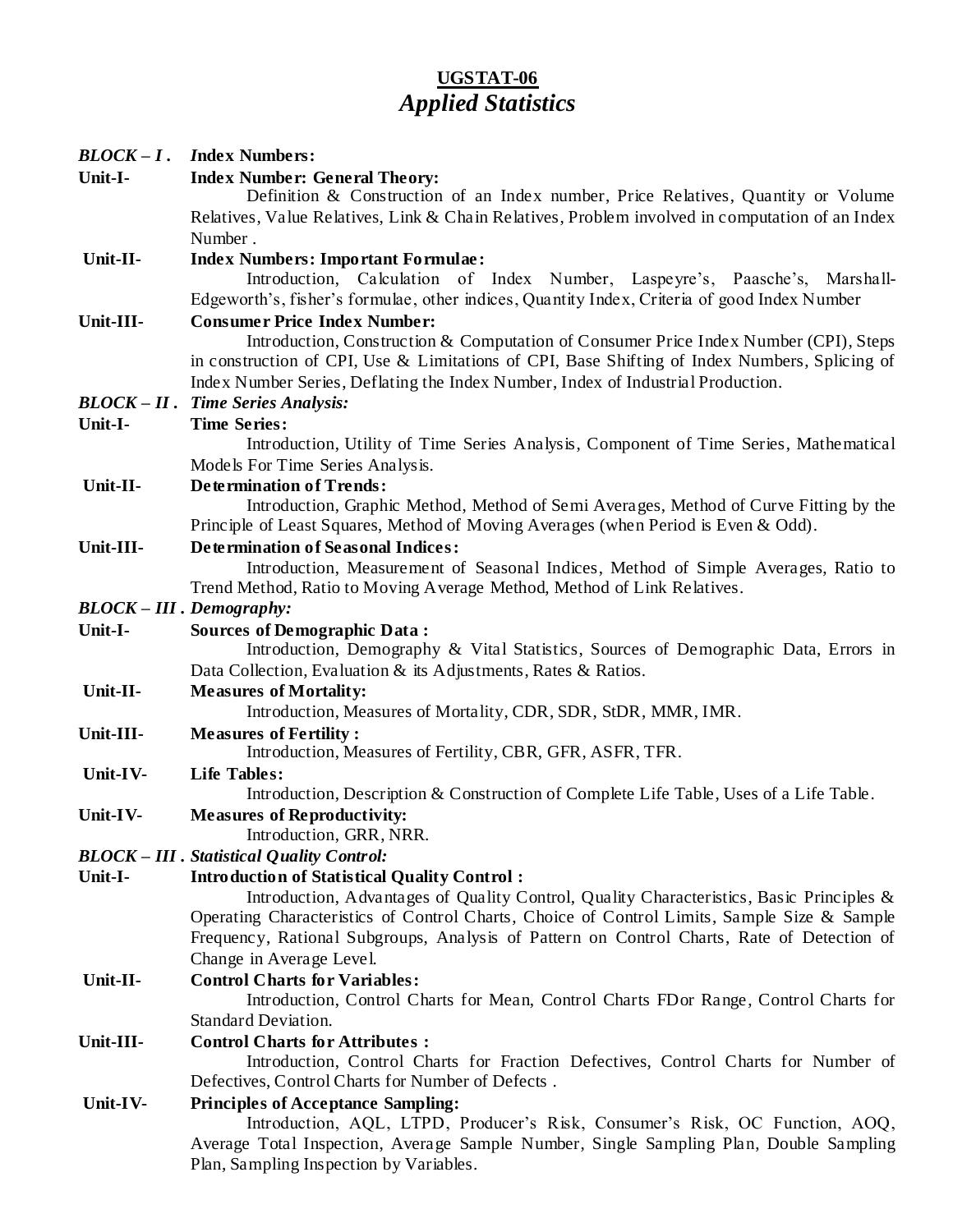# UGSTAT-06
## *Applied Statistics*

***BLOCK – I .* Index Numbers:**

**Unit-I- Index Number: General Theory:**

Definition & Construction of an Index number, Price Relatives, Quantity or Volume Relatives, Value Relatives, Link & Chain Relatives, Problem involved in computation of an Index Number .

**Unit-II- Index Numbers: Important Formulae:**

Introduction, Calculation of Index Number, Laspeyre's, Paasche's, Marshall-Edgeworth's, fisher's formulae, other indices, Quantity Index, Criteria of good Index Number

**Unit-III- Consumer Price Index Number:**

Introduction, Construction & Computation of Consumer Price Index Number (CPI), Steps in construction of CPI, Use & Limitations of CPI, Base Shifting of Index Numbers, Splicing of Index Number Series, Deflating the Index Number, Index of Industrial Production.

***BLOCK – II . Time Series Analysis:***

**Unit-I- Time Series:**

Introduction, Utility of Time Series Analysis, Component of Time Series, Mathematical Models For Time Series Analysis.

**Unit-II- Determination of Trends:**

Introduction, Graphic Method, Method of Semi Averages, Method of Curve Fitting by the Principle of Least Squares, Method of Moving Averages (when Period is Even & Odd).

**Unit-III- Determination of Seasonal Indices:**

Introduction, Measurement of Seasonal Indices, Method of Simple Averages, Ratio to Trend Method, Ratio to Moving Average Method, Method of Link Relatives.

***BLOCK – III . Demography:***

**Unit-I- Sources of Demographic Data :**

Introduction, Demography & Vital Statistics, Sources of Demographic Data, Errors in Data Collection, Evaluation & its Adjustments, Rates & Ratios.

**Unit-II- Measures of Mortality:**

Introduction, Measures of Mortality, CDR, SDR, StDR, MMR, IMR.

**Unit-III- Measures of Fertility :**

Introduction, Measures of Fertility, CBR, GFR, ASFR, TFR.

**Unit-IV- Life Tables:**

Introduction, Description & Construction of Complete Life Table, Uses of a Life Table.

**Unit-IV- Measures of Reproductivity:**

Introduction, GRR, NRR.

***BLOCK – III . Statistical Quality Control:***

**Unit-I- Introduction of Statistical Quality Control :**

Introduction, Advantages of Quality Control, Quality Characteristics, Basic Principles & Operating Characteristics of Control Charts, Choice of Control Limits, Sample Size & Sample Frequency, Rational Subgroups, Analysis of Pattern on Control Charts, Rate of Detection of Change in Average Level.

**Unit-II- Control Charts for Variables:**

Introduction, Control Charts for Mean, Control Charts FDor Range, Control Charts for Standard Deviation.

**Unit-III- Control Charts for Attributes :**

Introduction, Control Charts for Fraction Defectives, Control Charts for Number of Defectives, Control Charts for Number of Defects .

**Unit-IV- Principles of Acceptance Sampling:**

Introduction, AQL, LTPD, Producer's Risk, Consumer's Risk, OC Function, AOQ, Average Total Inspection, Average Sample Number, Single Sampling Plan, Double Sampling Plan, Sampling Inspection by Variables.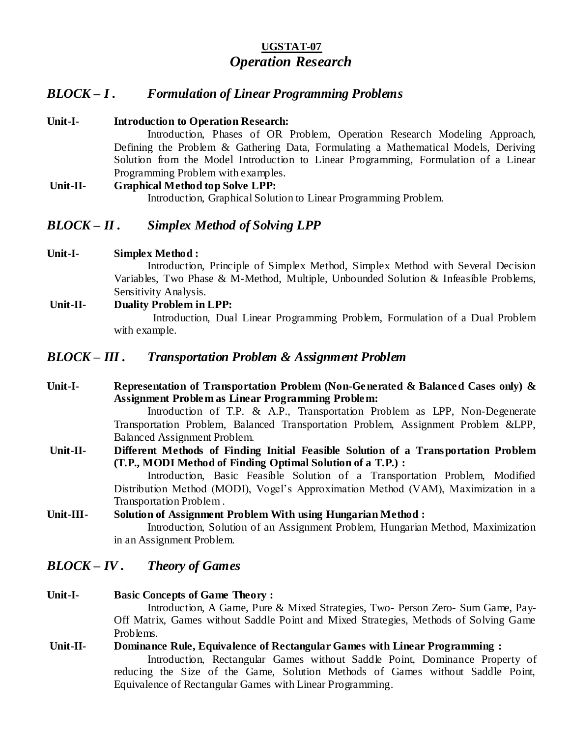# UGSTAT-07
## *Operation Research*

## *BLOCK – I . Formulation of Linear Programming Problems*

**Unit-I- Introduction to Operation Research:**

Introduction, Phases of OR Problem, Operation Research Modeling Approach, Defining the Problem & Gathering Data, Formulating a Mathematical Models, Deriving Solution from the Model Introduction to Linear Programming, Formulation of a Linear Programming Problem with examples.

**Unit-II- Graphical Method top Solve LPP:**

Introduction, Graphical Solution to Linear Programming Problem.

## *BLOCK – II . Simplex Method of Solving LPP*

**Unit-I- Simplex Method :**

Introduction, Principle of Simplex Method, Simplex Method with Several Decision Variables, Two Phase & M-Method, Multiple, Unbounded Solution & Infeasible Problems, Sensitivity Analysis.

**Unit-II- Duality Problem in LPP:**

Introduction, Dual Linear Programming Problem, Formulation of a Dual Problem with example.

## *BLOCK – III . Transportation Problem & Assignment Problem*

**Unit-I- Representation of Transportation Problem (Non-Generated & Balanced Cases only) & Assignment Problem as Linear Programming Problem:**

Introduction of T.P. & A.P., Transportation Problem as LPP, Non-Degenerate Transportation Problem, Balanced Transportation Problem, Assignment Problem &LPP, Balanced Assignment Problem.

**Unit-II- Different Methods of Finding Initial Feasible Solution of a Transportation Problem (T.P., MODI Method of Finding Optimal Solution of a T.P.) :**

Introduction, Basic Feasible Solution of a Transportation Problem, Modified Distribution Method (MODI), Vogel's Approximation Method (VAM), Maximization in a Transportation Problem .

**Unit-III- Solution of Assignment Problem With using Hungarian Method :**

Introduction, Solution of an Assignment Problem, Hungarian Method, Maximization in an Assignment Problem.

## *BLOCK – IV . Theory of Games*

**Unit-I- Basic Concepts of Game Theory :**

Introduction, A Game, Pure & Mixed Strategies, Two- Person Zero- Sum Game, Pay-Off Matrix, Games without Saddle Point and Mixed Strategies, Methods of Solving Game Problems.

**Unit-II- Dominance Rule, Equivalence of Rectangular Games with Linear Programming :**

Introduction, Rectangular Games without Saddle Point, Dominance Property of reducing the Size of the Game, Solution Methods of Games without Saddle Point, Equivalence of Rectangular Games with Linear Programming.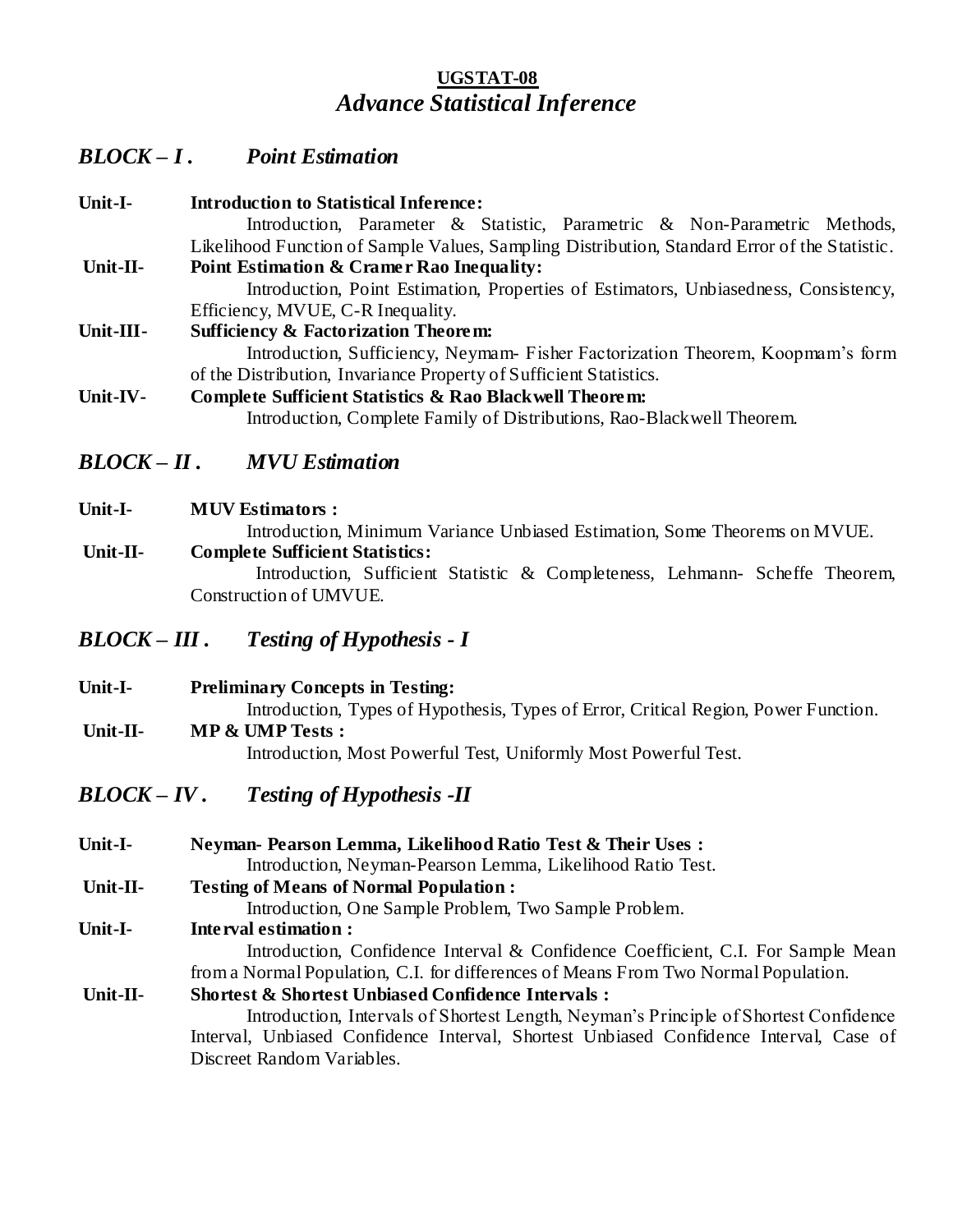# UGSTAT-08
## *Advance Statistical Inference*

## *BLOCK – I . Point Estimation*

**Unit-I- Introduction to Statistical Inference:**
Introduction, Parameter & Statistic, Parametric & Non-Parametric Methods, Likelihood Function of Sample Values, Sampling Distribution, Standard Error of the Statistic.

**Unit-II- Point Estimation & Cramer Rao Inequality:**
Introduction, Point Estimation, Properties of Estimators, Unbiasedness, Consistency, Efficiency, MVUE, C-R Inequality.

**Unit-III- Sufficiency & Factorization Theorem:**
Introduction, Sufficiency, Neymam- Fisher Factorization Theorem, Koopmam's form of the Distribution, Invariance Property of Sufficient Statistics.

**Unit-IV- Complete Sufficient Statistics & Rao Blackwell Theorem:**
Introduction, Complete Family of Distributions, Rao-Blackwell Theorem.

## *BLOCK – II . MVU Estimation*

**Unit-I- MUV Estimators :**
Introduction, Minimum Variance Unbiased Estimation, Some Theorems on MVUE.

**Unit-II- Complete Sufficient Statistics:**
Introduction, Sufficient Statistic & Completeness, Lehmann- Scheffe Theorem, Construction of UMVUE.

## *BLOCK – III . Testing of Hypothesis - I*

**Unit-I- Preliminary Concepts in Testing:**
Introduction, Types of Hypothesis, Types of Error, Critical Region, Power Function.

**Unit-II- MP & UMP Tests :**
Introduction, Most Powerful Test, Uniformly Most Powerful Test.

## *BLOCK – IV . Testing of Hypothesis -II*

**Unit-I- Neyman- Pearson Lemma, Likelihood Ratio Test & Their Uses :**
Introduction, Neyman-Pearson Lemma, Likelihood Ratio Test.

**Unit-II- Testing of Means of Normal Population :**
Introduction, One Sample Problem, Two Sample Problem.

**Unit-I- Interval estimation :**
Introduction, Confidence Interval & Confidence Coefficient, C.I. For Sample Mean from a Normal Population, C.I. for differences of Means From Two Normal Population.

**Unit-II- Shortest & Shortest Unbiased Confidence Intervals :**
Introduction, Intervals of Shortest Length, Neyman's Principle of Shortest Confidence Interval, Unbiased Confidence Interval, Shortest Unbiased Confidence Interval, Case of Discreet Random Variables.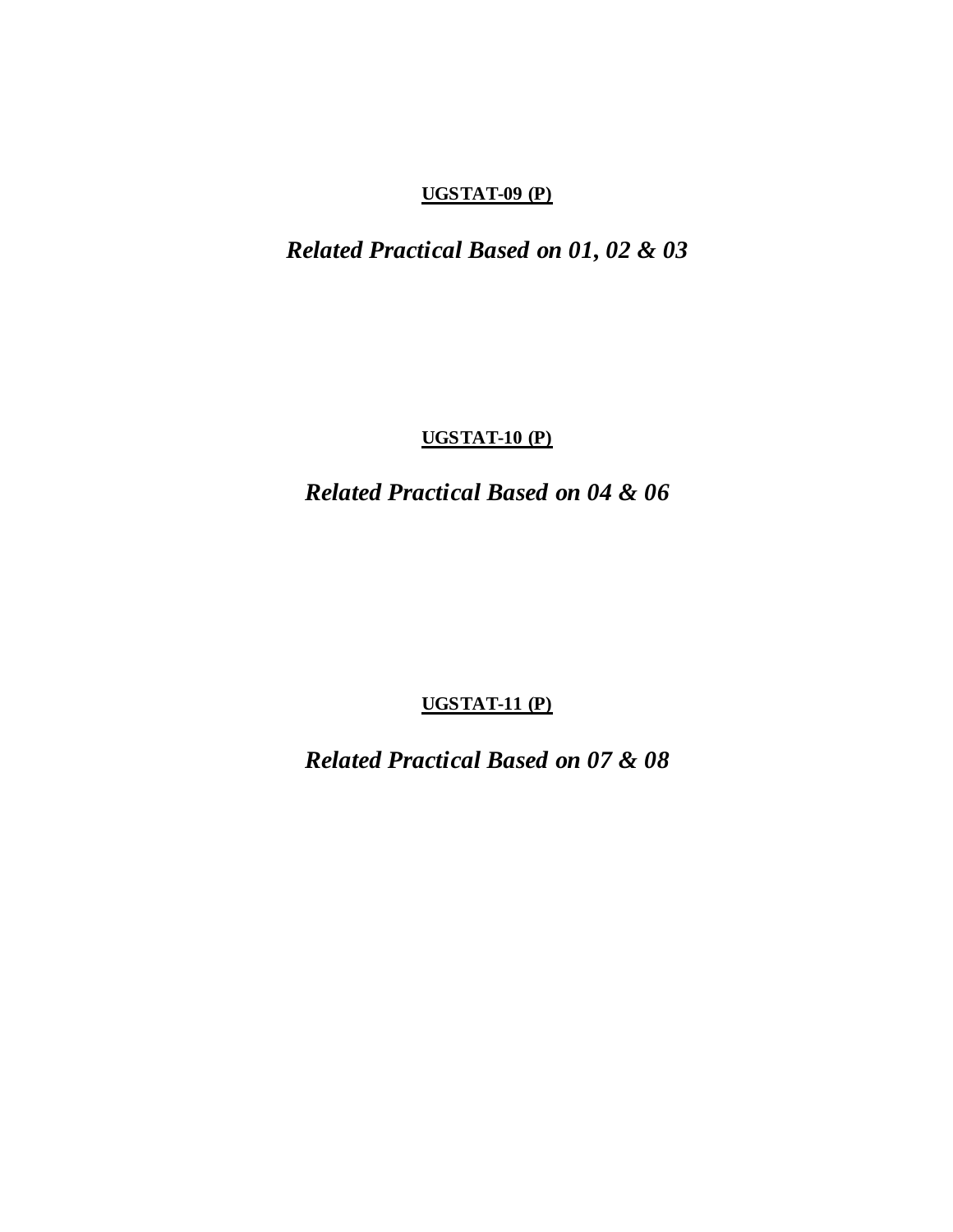**UGSTAT-09 (P)**

***Related Practical Based on 01, 02 & 03***

**UGSTAT-10 (P)**

***Related Practical Based on 04 & 06***

**UGSTAT-11 (P)**

***Related Practical Based on 07 & 08***